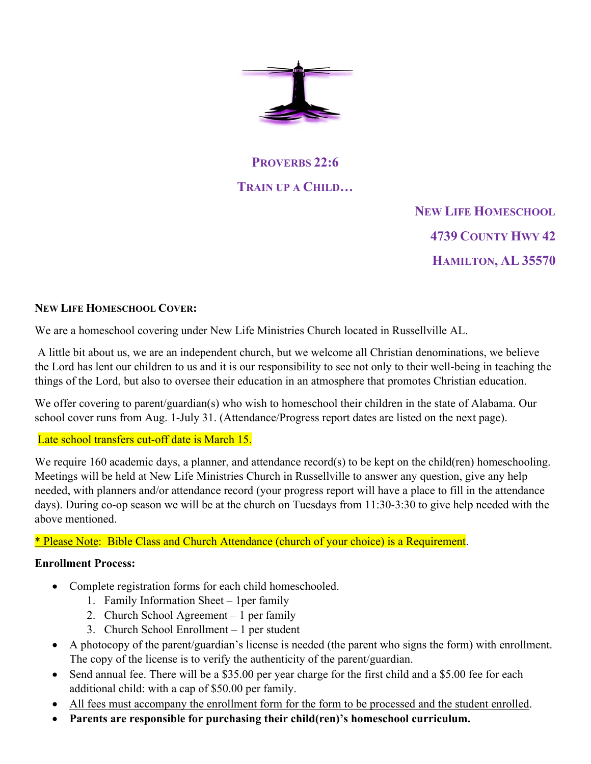**PROVERBS 22:6**

**TRAIN UP A CHILD…**

**NEW LIFE HOMESCHOOL**

**4739 COUNTY HWY 42**

**HAMILTON, AL 35570**

**NEW LIFE HOMESCHOOL COVER:**

We are a homeschool covering under New Life Ministries Church located in Russellville AL.

A little bit about us, we are an independent church, but we welcome all Christian denominations, we believe the Lord has lent our children to us and it is our responsibility to see not only to their well-being in teaching the things of the Lord, but also to oversee their education in an atmosphere that promotes Christian education.

We offer covering to parent/guardian(s) who wish to homeschool their children in the state of Alabama. Our school cover runs from Aug. 1-July 31. (Attendance/Progress report dates are listed on the next page).

Late school transfers cut-off date is March 15.

We require 160 academic days, a planner, and attendance record(s) to be kept on the child(ren) homeschooling. Meetings will be held at New Life Ministries Church in Russellville to answer any question, give any help needed, with planners and/or attendance record (your progress report will have a place to fill in the attendance days). During co-op season we will be at the church on Tuesdays from 11:30-3:30 to give help needed with the above mentioned.

* Please Note: Bible Class and Church Attendance (church of your choice) is a Requirement.

**Enrollment Process:**

- Complete registration forms for each child homeschooled.
  1. Family Information Sheet – 1per family
  2. Church School Agreement – 1 per family
  3. Church School Enrollment – 1 per student
- A photocopy of the parent/guardian's license is needed (the parent who signs the form) with enrollment. The copy of the license is to verify the authenticity of the parent/guardian.
- Send annual fee. There will be a $35.00 per year charge for the first child and a $5.00 fee for each additional child: with a cap of $50.00 per family.
- All fees must accompany the enrollment form for the form to be processed and the student enrolled.
- **Parents are responsible for purchasing their child(ren)'s homeschool curriculum.**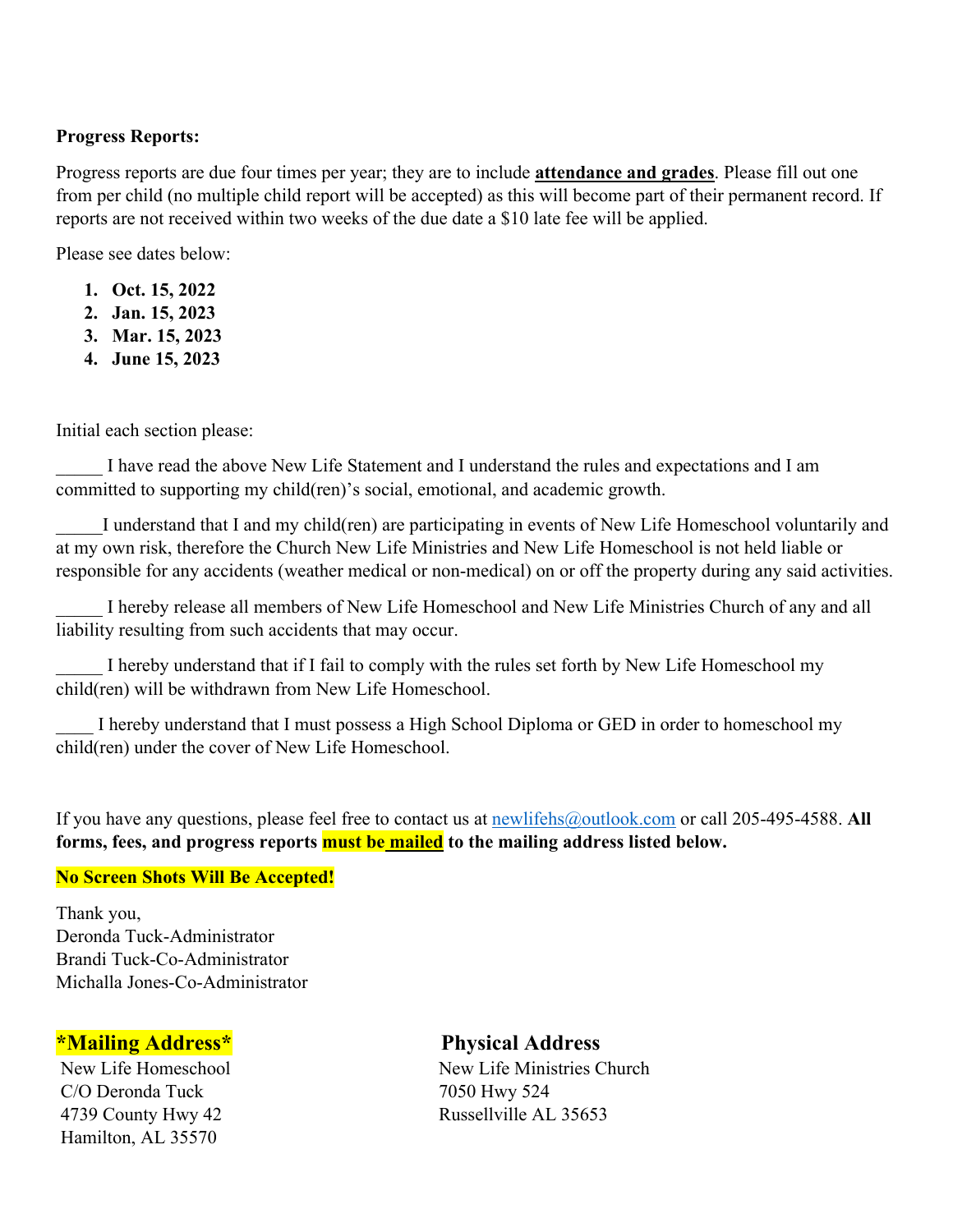**Progress Reports:**

Progress reports are due four times per year; they are to include **attendance and grades**. Please fill out one from per child (no multiple child report will be accepted) as this will become part of their permanent record. If reports are not received within two weeks of the due date a $10 late fee will be applied.

Please see dates below:

1. **Oct. 15, 2022**
2. **Jan. 15, 2023**
3. **Mar. 15, 2023**
4. **June 15, 2023**

Initial each section please:

_____ I have read the above New Life Statement and I understand the rules and expectations and I am committed to supporting my child(ren)'s social, emotional, and academic growth.

_____I understand that I and my child(ren) are participating in events of New Life Homeschool voluntarily and at my own risk, therefore the Church New Life Ministries and New Life Homeschool is not held liable or responsible for any accidents (weather medical or non-medical) on or off the property during any said activities.

_____ I hereby release all members of New Life Homeschool and New Life Ministries Church of any and all liability resulting from such accidents that may occur.

_____ I hereby understand that if I fail to comply with the rules set forth by New Life Homeschool my child(ren) will be withdrawn from New Life Homeschool.

____ I hereby understand that I must possess a High School Diploma or GED in order to homeschool my child(ren) under the cover of New Life Homeschool.

If you have any questions, please feel free to contact us at newlifehs@outlook.com or call 205-495-4588. **All forms, fees, and progress reports must be mailed to the mailing address listed below.**

**No Screen Shots Will Be Accepted!**

Thank you,
Deronda Tuck-Administrator
Brandi Tuck-Co-Administrator
Michalla Jones-Co-Administrator

**\*Mailing Address\***

New Life Homeschool
C/O Deronda Tuck
4739 County Hwy 42
Hamilton, AL 35570

**Physical Address**

New Life Ministries Church
7050 Hwy 524
Russellville AL 35653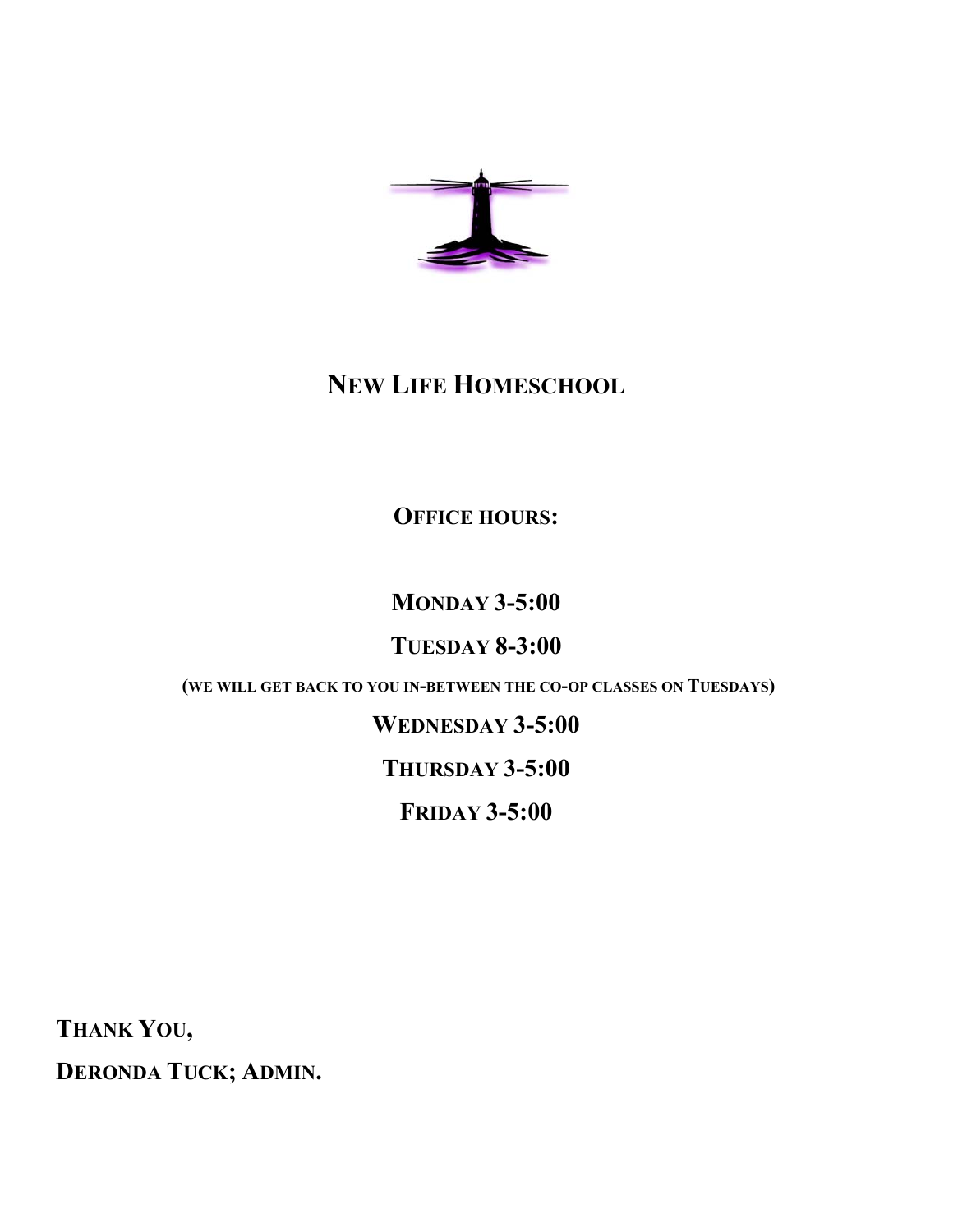# NEW LIFE HOMESCHOOL

**OFFICE HOURS:**

**MONDAY 3-5:00**

**TUESDAY 8-3:00**

**(WE WILL GET BACK TO YOU IN-BETWEEN THE CO-OP CLASSES ON TUESDAYS)**

**WEDNESDAY 3-5:00**

**THURSDAY 3-5:00**

**FRIDAY 3-5:00**

**THANK YOU,**

**DERONDA TUCK; ADMIN.**